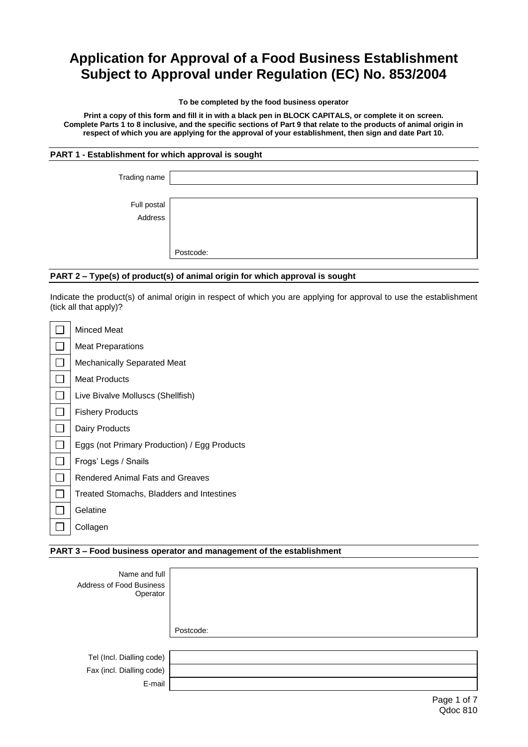# Application for Approval of a Food Business Establishment Subject to Approval under Regulation (EC) No. 853/2004

**To be completed by the food business operator**

**Print a copy of this form and fill it in with a black pen in BLOCK CAPITALS, or complete it on screen. Complete Parts 1 to 8 inclusive, and the specific sections of Part 9 that relate to the products of animal origin in respect of which you are applying for the approval of your establishment, then sign and date Part 10.**

## PART 1 - Establishment for which approval is sought

| | |
|---|---|
| Trading name | |
| Full postal Address | Postcode: |

## PART 2 – Type(s) of product(s) of animal origin for which approval is sought

Indicate the product(s) of animal origin in respect of which you are applying for approval to use the establishment (tick all that apply)?

- ☐ Minced Meat
- ☐ Meat Preparations
- ☐ Mechanically Separated Meat
- ☐ Meat Products
- ☐ Live Bivalve Molluscs (Shellfish)
- ☐ Fishery Products
- ☐ Dairy Products
- ☐ Eggs (not Primary Production) / Egg Products
- ☐ Frogs' Legs / Snails
- ☐ Rendered Animal Fats and Greaves
- ☐ Treated Stomachs, Bladders and Intestines
- ☐ Gelatine
- ☐ Collagen

## PART 3 – Food business operator and management of the establishment

| | |
|---|---|
| Name and full Address of Food Business Operator | Postcode: |
| Tel (Incl. Dialling code) | |
| Fax (incl. Dialling code) | |
| E-mail | |

Qdoc 810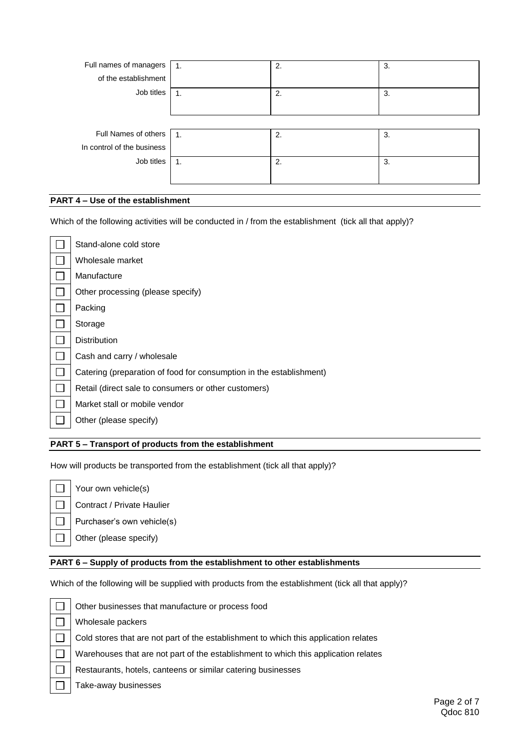| Full names of managers of the establishment | 1. | 2. | 3. |
|---|---|---|---|
| Job titles | 1. | 2. | 3. |

| Full Names of others In control of the business | 1. | 2. | 3. |
|---|---|---|---|
| Job titles | 1. | 2. | 3. |

## PART 4 – Use of the establishment

Which of the following activities will be conducted in / from the establishment (tick all that apply)?

- ☐ Stand-alone cold store
- ☐ Wholesale market
- ☐ Manufacture
- ☐ Other processing (please specify)
- ☐ Packing
- ☐ Storage
- ☐ Distribution
- ☐ Cash and carry / wholesale
- ☐ Catering (preparation of food for consumption in the establishment)
- ☐ Retail (direct sale to consumers or other customers)
- ☐ Market stall or mobile vendor
- ☐ Other (please specify)

## PART 5 – Transport of products from the establishment

How will products be transported from the establishment (tick all that apply)?

- ☐ Your own vehicle(s)
- ☐ Contract / Private Haulier
- ☐ Purchaser's own vehicle(s)
- ☐ Other (please specify)

## PART 6 – Supply of products from the establishment to other establishments

Which of the following will be supplied with products from the establishment (tick all that apply)?

- ☐ Other businesses that manufacture or process food
- ☐ Wholesale packers
- ☐ Cold stores that are not part of the establishment to which this application relates
- ☐ Warehouses that are not part of the establishment to which this application relates
- ☐ Restaurants, hotels, canteens or similar catering businesses
- ☐ Take-away businesses

Qdoc 810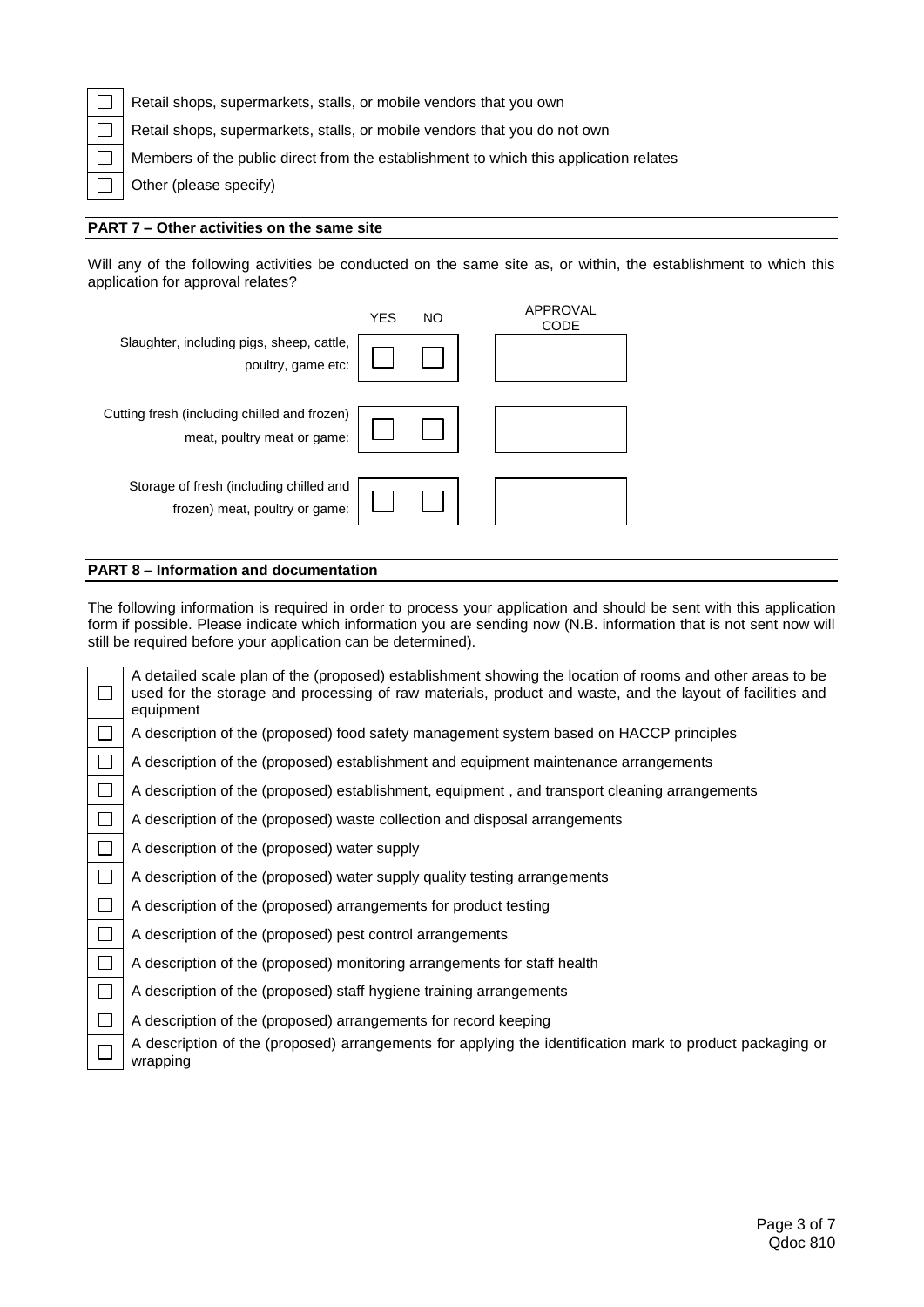- [ ] Retail shops, supermarkets, stalls, or mobile vendors that you own
- [ ] Retail shops, supermarkets, stalls, or mobile vendors that you do not own
- [ ] Members of the public direct from the establishment to which this application relates
- [ ] Other (please specify)

## PART 7 – Other activities on the same site

Will any of the following activities be conducted on the same site as, or within, the establishment to which this application for approval relates?

| | YES | NO | APPROVAL CODE |
|---|---|---|---|
| Slaughter, including pigs, sheep, cattle, poultry, game etc: | ☐ | ☐ | |
| Cutting fresh (including chilled and frozen) meat, poultry meat or game: | ☐ | ☐ | |
| Storage of fresh (including chilled and frozen) meat, poultry or game: | ☐ | ☐ | |

## PART 8 – Information and documentation

The following information is required in order to process your application and should be sent with this application form if possible. Please indicate which information you are sending now (N.B. information that is not sent now will still be required before your application can be determined).

- [ ] A detailed scale plan of the (proposed) establishment showing the location of rooms and other areas to be used for the storage and processing of raw materials, product and waste, and the layout of facilities and equipment
- [ ] A description of the (proposed) food safety management system based on HACCP principles
- [ ] A description of the (proposed) establishment and equipment maintenance arrangements
- [ ] A description of the (proposed) establishment, equipment , and transport cleaning arrangements
- [ ] A description of the (proposed) waste collection and disposal arrangements
- [ ] A description of the (proposed) water supply
- [ ] A description of the (proposed) water supply quality testing arrangements
- [ ] A description of the (proposed) arrangements for product testing
- [ ] A description of the (proposed) pest control arrangements
- [ ] A description of the (proposed) monitoring arrangements for staff health
- [ ] A description of the (proposed) staff hygiene training arrangements
- [ ] A description of the (proposed) arrangements for record keeping
- [ ] A description of the (proposed) arrangements for applying the identification mark to product packaging or wrapping

Qdoc 810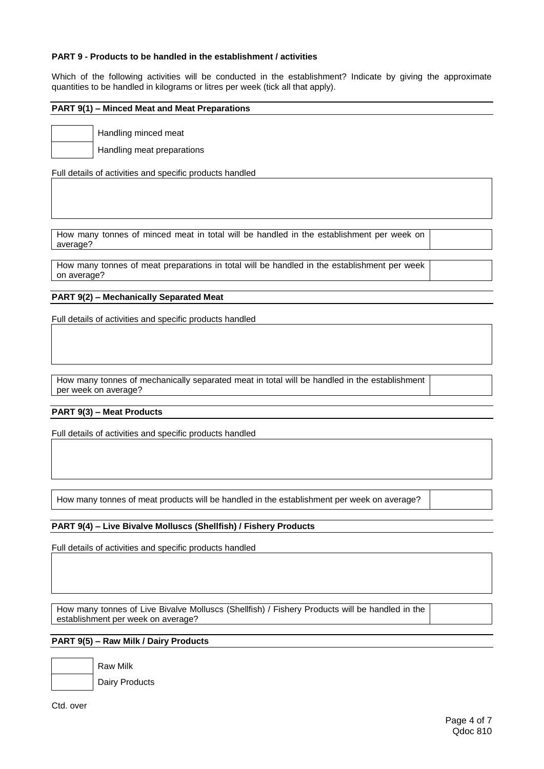**PART 9 - Products to be handled in the establishment / activities**

Which of the following activities will be conducted in the establishment? Indicate by giving the approximate quantities to be handled in kilograms or litres per week (tick all that apply).

**PART 9(1) – Minced Meat and Meat Preparations**

| | |
|---|---|
| | Handling minced meat |
| | Handling meat preparations |

Full details of activities and specific products handled

| |
|---|
| |

| | |
|---|---|
| How many tonnes of minced meat in total will be handled in the establishment per week on average? | |

| | |
|---|---|
| How many tonnes of meat preparations in total will be handled in the establishment per week on average? | |

**PART 9(2) – Mechanically Separated Meat**

Full details of activities and specific products handled

| |
|---|
| |

| | |
|---|---|
| How many tonnes of mechanically separated meat in total will be handled in the establishment per week on average? | |

**PART 9(3) – Meat Products**

Full details of activities and specific products handled

| |
|---|
| |

| | |
|---|---|
| How many tonnes of meat products will be handled in the establishment per week on average? | |

**PART 9(4) – Live Bivalve Molluscs (Shellfish) / Fishery Products**

Full details of activities and specific products handled

| |
|---|
| |

| | |
|---|---|
| How many tonnes of Live Bivalve Molluscs (Shellfish) / Fishery Products will be handled in the establishment per week on average? | |

**PART 9(5) – Raw Milk / Dairy Products**

| | |
|---|---|
| | Raw Milk |
| | Dairy Products |

Ctd. over

Qdoc 810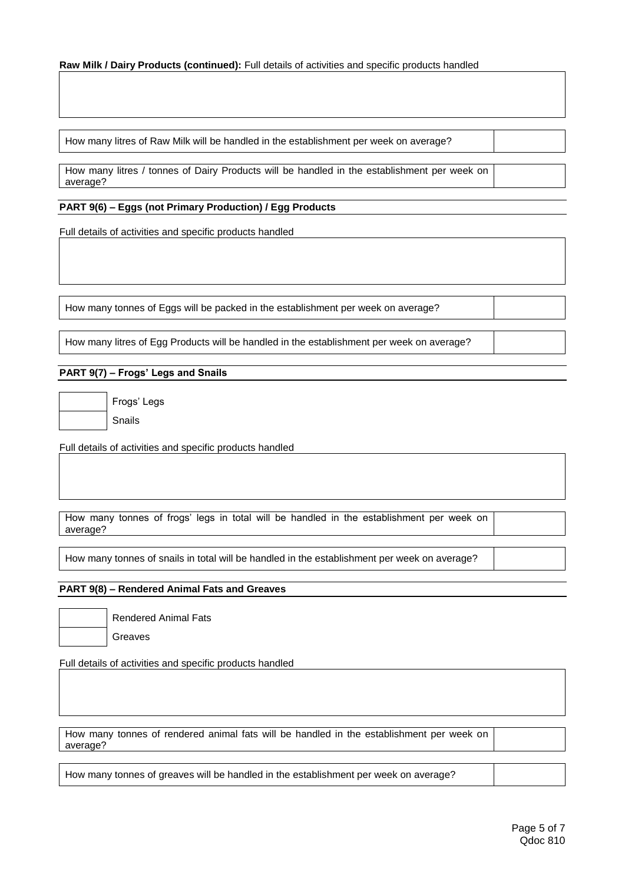**Raw Milk / Dairy Products (continued):** Full details of activities and specific products handled

| |
|---|
| |

| | |
|---|---|
| How many litres of Raw Milk will be handled in the establishment per week on average? | |

| | |
|---|---|
| How many litres / tonnes of Dairy Products will be handled in the establishment per week on average? | |

## PART 9(6) – Eggs (not Primary Production) / Egg Products

Full details of activities and specific products handled

| |
|---|
| |

| | |
|---|---|
| How many tonnes of Eggs will be packed in the establishment per week on average? | |

| | |
|---|---|
| How many litres of Egg Products will be handled in the establishment per week on average? | |

## PART 9(7) – Frogs' Legs and Snails

| | |
|---|---|
| | Frogs' Legs |
| | Snails |

Full details of activities and specific products handled

| |
|---|
| |

| | |
|---|---|
| How many tonnes of frogs' legs in total will be handled in the establishment per week on average? | |

| | |
|---|---|
| How many tonnes of snails in total will be handled in the establishment per week on average? | |

## PART 9(8) – Rendered Animal Fats and Greaves

| | |
|---|---|
| | Rendered Animal Fats |
| | Greaves |

Full details of activities and specific products handled

| |
|---|
| |

| | |
|---|---|
| How many tonnes of rendered animal fats will be handled in the establishment per week on average? | |

| | |
|---|---|
| How many tonnes of greaves will be handled in the establishment per week on average? | |

Qdoc 810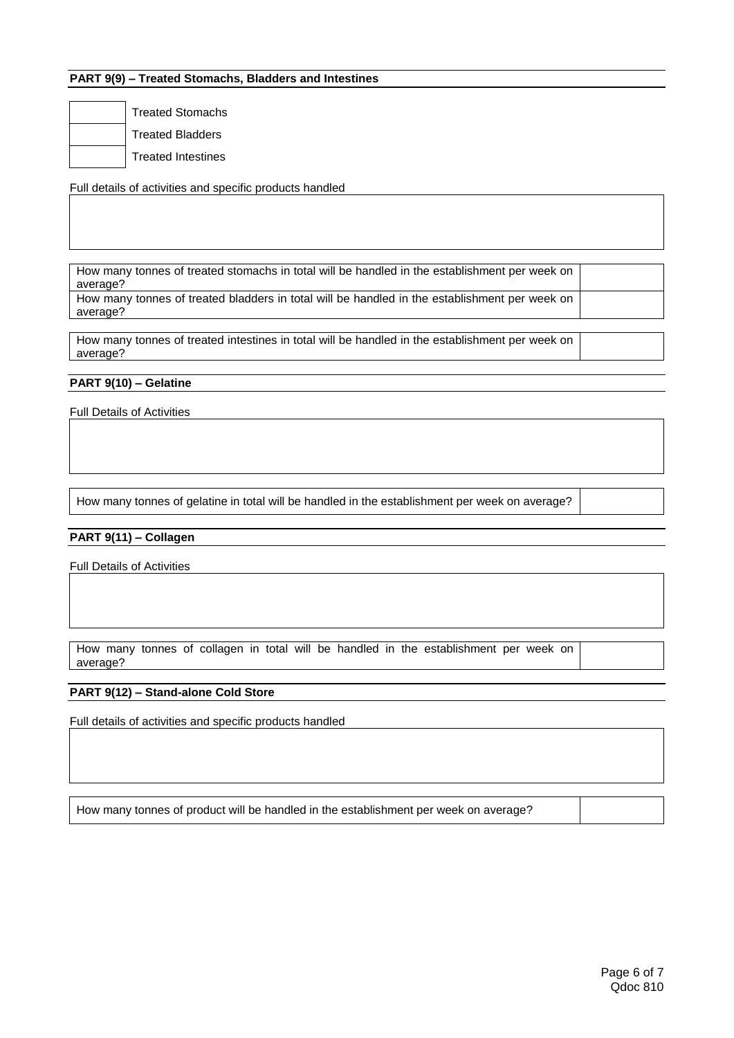## PART 9(9) – Treated Stomachs, Bladders and Intestines

| | |
|---|---|
| | Treated Stomachs |
| | Treated Bladders |
| | Treated Intestines |

Full details of activities and specific products handled

| |
|---|
| |

| | |
|---|---|
| How many tonnes of treated stomachs in total will be handled in the establishment per week on average? | |
| How many tonnes of treated bladders in total will be handled in the establishment per week on average? | |

| | |
|---|---|
| How many tonnes of treated intestines in total will be handled in the establishment per week on average? | |

## PART 9(10) – Gelatine

Full Details of Activities

| |
|---|
| |

| | |
|---|---|
| How many tonnes of gelatine in total will be handled in the establishment per week on average? | |

## PART 9(11) – Collagen

Full Details of Activities

| |
|---|
| |

| | |
|---|---|
| How many tonnes of collagen in total will be handled in the establishment per week on average? | |

## PART 9(12) – Stand-alone Cold Store

Full details of activities and specific products handled

| |
|---|
| |

| | |
|---|---|
| How many tonnes of product will be handled in the establishment per week on average? | |

Qdoc 810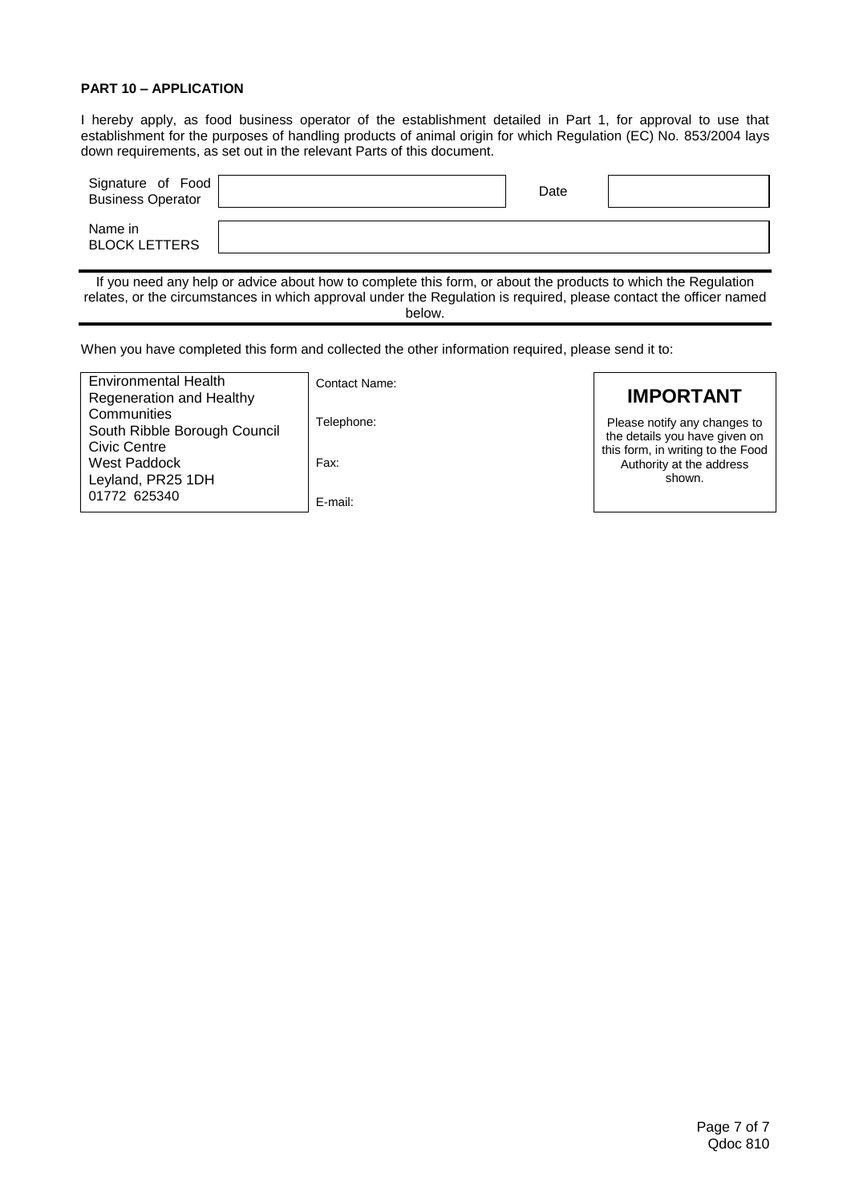**PART 10 – APPLICATION**

I hereby apply, as food business operator of the establishment detailed in Part 1, for approval to use that establishment for the purposes of handling products of animal origin for which Regulation (EC) No. 853/2004 lays down requirements, as set out in the relevant Parts of this document.

| | | | |
|---|---|---|---|
| Signature of Food Business Operator | | Date | |
| Name in BLOCK LETTERS | | | |

If you need any help or advice about how to complete this form, or about the products to which the Regulation relates, or the circumstances in which approval under the Regulation is required, please contact the officer named below.

When you have completed this form and collected the other information required, please send it to:

Environmental Health
Regeneration and Healthy Communities
South Ribble Borough Council
Civic Centre
West Paddock
Leyland, PR25 1DH
01772 625340

Contact Name:

Telephone:

Fax:

E-mail:

**IMPORTANT**

Please notify any changes to the details you have given on this form, in writing to the Food Authority at the address shown.

Qdoc 810